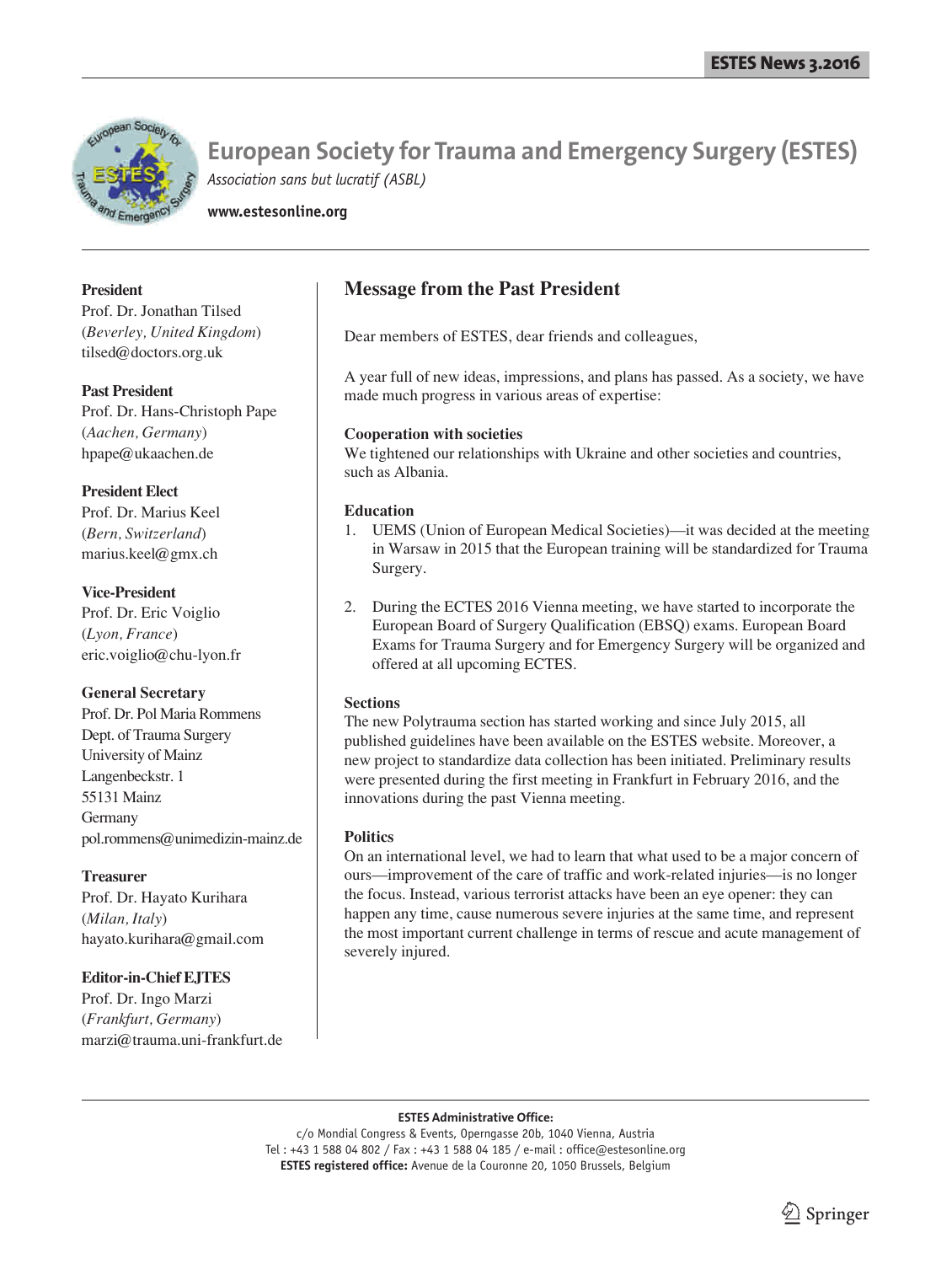# European Society for Trauma and Emergency Surgery (ESTES)

*Association sans but lucratif (ASBL)*

**www.estesonline.org**

**President**
Prof. Dr. Jonathan Tilsed
(*Beverley, United Kingdom*)
tilsed@doctors.org.uk

**Past President**
Prof. Dr. Hans-Christoph Pape
(*Aachen, Germany*)
hpape@ukaachen.de

**President Elect**
Prof. Dr. Marius Keel
(*Bern, Switzerland*)
marius.keel@gmx.ch

**Vice-President**
Prof. Dr. Eric Voiglio
(*Lyon, France*)
eric.voiglio@chu-lyon.fr

**General Secretary**
Prof. Dr. Pol Maria Rommens
Dept. of Trauma Surgery
University of Mainz
Langenbeckstr. 1
55131 Mainz
Germany
pol.rommens@unimedizin-mainz.de

**Treasurer**
Prof. Dr. Hayato Kurihara
(*Milan, Italy*)
hayato.kurihara@gmail.com

**Editor-in-Chief EJTES**
Prof. Dr. Ingo Marzi
(*Frankfurt, Germany*)
marzi@trauma.uni-frankfurt.de

## Message from the Past President

Dear members of ESTES, dear friends and colleagues,

A year full of new ideas, impressions, and plans has passed. As a society, we have made much progress in various areas of expertise:

**Cooperation with societies**
We tightened our relationships with Ukraine and other societies and countries, such as Albania.

**Education**

1. UEMS (Union of European Medical Societies)—it was decided at the meeting in Warsaw in 2015 that the European training will be standardized for Trauma Surgery.

2. During the ECTES 2016 Vienna meeting, we have started to incorporate the European Board of Surgery Qualification (EBSQ) exams. European Board Exams for Trauma Surgery and for Emergency Surgery will be organized and offered at all upcoming ECTES.

**Sections**
The new Polytrauma section has started working and since July 2015, all published guidelines have been available on the ESTES website. Moreover, a new project to standardize data collection has been initiated. Preliminary results were presented during the first meeting in Frankfurt in February 2016, and the innovations during the past Vienna meeting.

**Politics**
On an international level, we had to learn that what used to be a major concern of ours—improvement of the care of traffic and work-related injuries—is no longer the focus. Instead, various terrorist attacks have been an eye opener: they can happen any time, cause numerous severe injuries at the same time, and represent the most important current challenge in terms of rescue and acute management of severely injured.

**ESTES Administrative Office:**
c/o Mondial Congress & Events, Operngasse 20b, 1040 Vienna, Austria
Tel : +43 1 588 04 802 / Fax : +43 1 588 04 185 / e-mail : office@estesonline.org
**ESTES registered office:** Avenue de la Couronne 20, 1050 Brussels, Belgium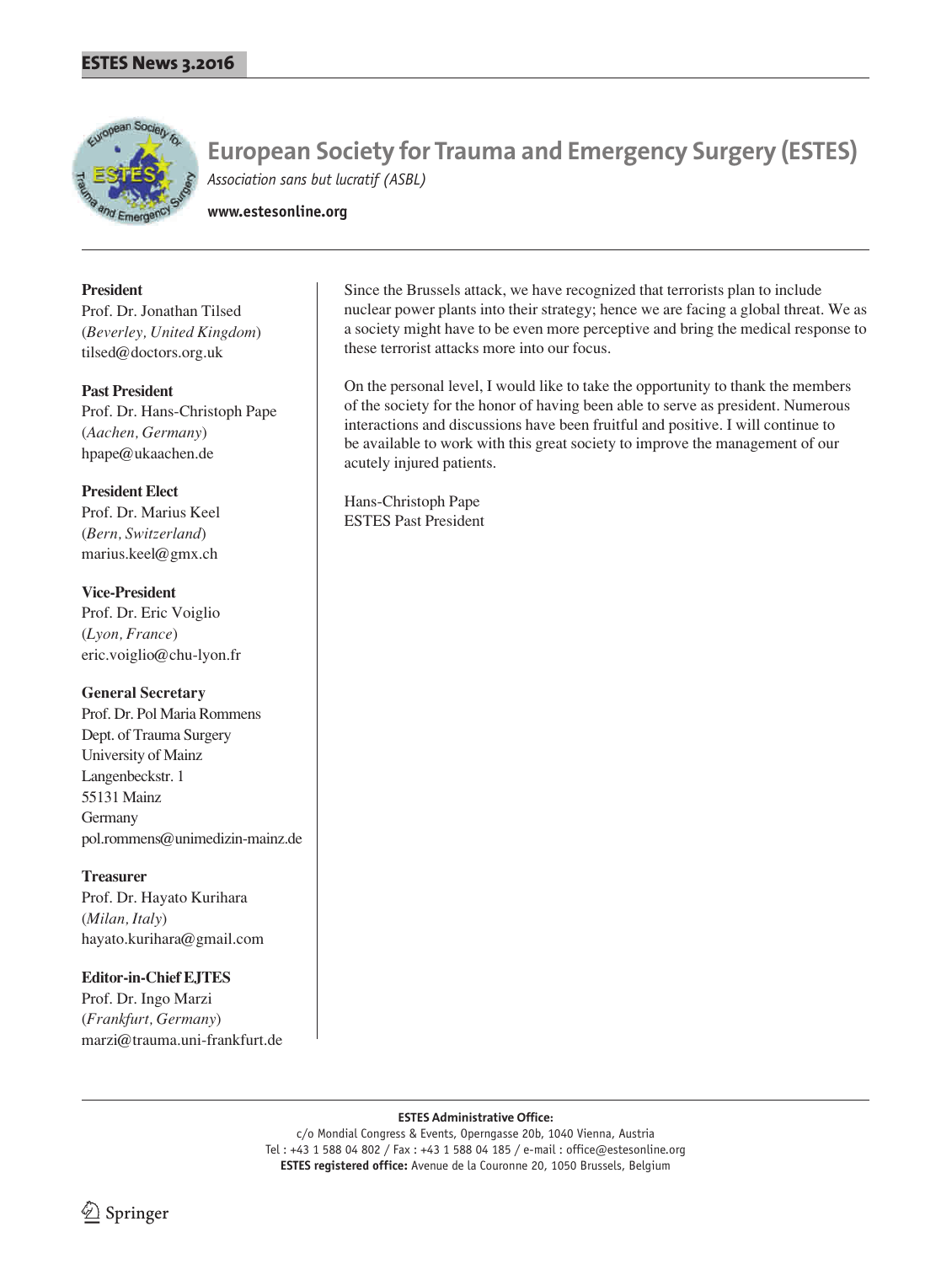# European Society for Trauma and Emergency Surgery (ESTES)

*Association sans but lucratif (ASBL)*

**www.estesonline.org**

**President**
Prof. Dr. Jonathan Tilsed
(*Beverley, United Kingdom*)
tilsed@doctors.org.uk

**Past President**
Prof. Dr. Hans-Christoph Pape
(*Aachen, Germany*)
hpape@ukaachen.de

**President Elect**
Prof. Dr. Marius Keel
(*Bern, Switzerland*)
marius.keel@gmx.ch

**Vice-President**
Prof. Dr. Eric Voiglio
(*Lyon, France*)
eric.voiglio@chu-lyon.fr

**General Secretary**
Prof. Dr. Pol Maria Rommens
Dept. of Trauma Surgery
University of Mainz
Langenbeckstr. 1
55131 Mainz
Germany
pol.rommens@unimedizin-mainz.de

**Treasurer**
Prof. Dr. Hayato Kurihara
(*Milan, Italy*)
hayato.kurihara@gmail.com

**Editor-in-Chief EJTES**
Prof. Dr. Ingo Marzi
(*Frankfurt, Germany*)
marzi@trauma.uni-frankfurt.de

Since the Brussels attack, we have recognized that terrorists plan to include nuclear power plants into their strategy; hence we are facing a global threat. We as a society might have to be even more perceptive and bring the medical response to these terrorist attacks more into our focus.

On the personal level, I would like to take the opportunity to thank the members of the society for the honor of having been able to serve as president. Numerous interactions and discussions have been fruitful and positive. I will continue to be available to work with this great society to improve the management of our acutely injured patients.

Hans-Christoph Pape
ESTES Past President

**ESTES Administrative Office:**
c/o Mondial Congress & Events, Operngasse 20b, 1040 Vienna, Austria
Tel : +43 1 588 04 802 / Fax : +43 1 588 04 185 / e-mail : office@estesonline.org
**ESTES registered office:** Avenue de la Couronne 20, 1050 Brussels, Belgium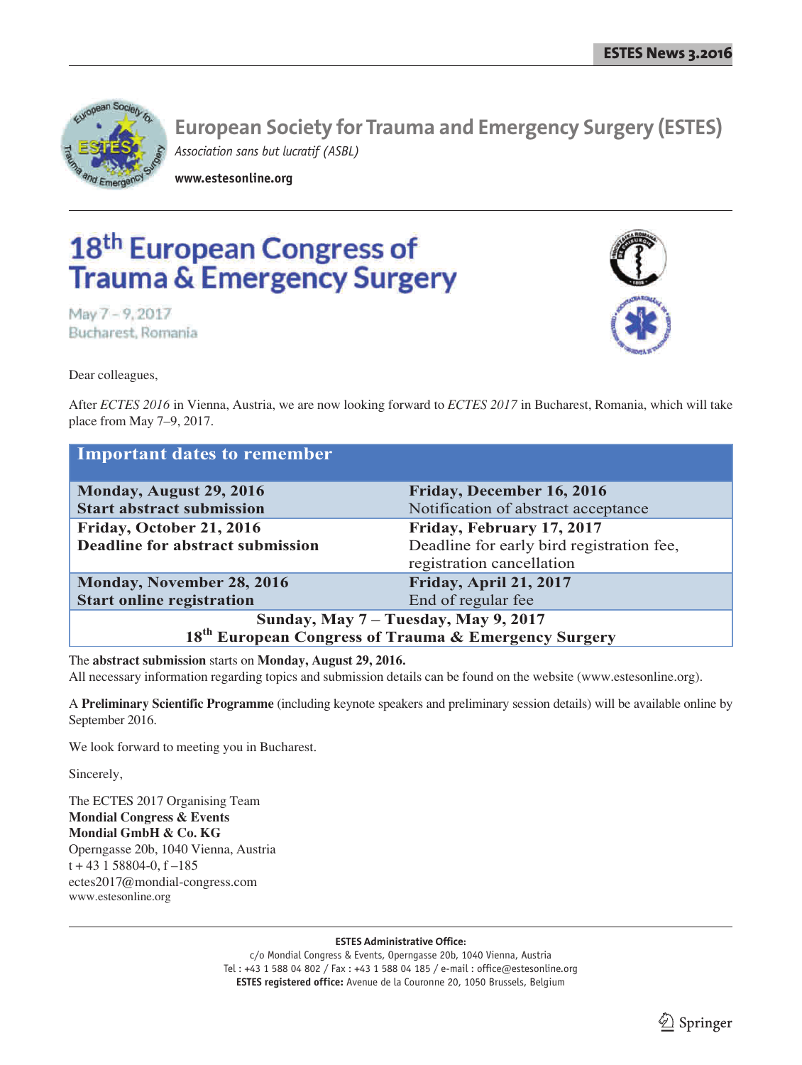# European Society for Trauma and Emergency Surgery (ESTES)

*Association sans but lucratif (ASBL)*

**www.estesonline.org**

# 18th European Congress of Trauma & Emergency Surgery

May 7 – 9, 2017
Bucharest, Romania

Dear colleagues,

After *ECTES 2016* in Vienna, Austria, we are now looking forward to *ECTES 2017* in Bucharest, Romania, which will take place from May 7–9, 2017.

| Important dates to remember | |
|---|---|
| **Monday, August 29, 2016**<br>**Start abstract submission** | **Friday, December 16, 2016**<br>Notification of abstract acceptance |
| **Friday, October 21, 2016**<br>**Deadline for abstract submission** | **Friday, February 17, 2017**<br>Deadline for early bird registration fee, registration cancellation |
| **Monday, November 28, 2016**<br>**Start online registration** | **Friday, April 21, 2017**<br>End of regular fee |
| **Sunday, May 7 – Tuesday, May 9, 2017**<br>**18th European Congress of Trauma & Emergency Surgery** | |

The **abstract submission** starts on **Monday, August 29, 2016.**
All necessary information regarding topics and submission details can be found on the website (www.estesonline.org).

A **Preliminary Scientific Programme** (including keynote speakers and preliminary session details) will be available online by September 2016.

We look forward to meeting you in Bucharest.

Sincerely,

The ECTES 2017 Organising Team
**Mondial Congress & Events**
**Mondial GmbH & Co. KG**
Operngasse 20b, 1040 Vienna, Austria
t + 43 1 58804-0, f –185
ectes2017@mondial-congress.com
www.estesonline.org

**ESTES Administrative Office:**
c/o Mondial Congress & Events, Operngasse 20b, 1040 Vienna, Austria
Tel : +43 1 588 04 802 / Fax : +43 1 588 04 185 / e-mail : office@estesonline.org
**ESTES registered office:** Avenue de la Couronne 20, 1050 Brussels, Belgium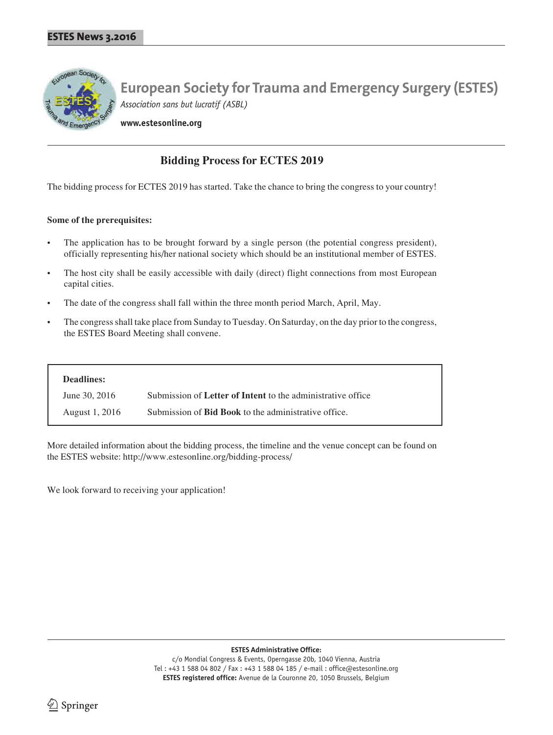# European Society for Trauma and Emergency Surgery (ESTES)

*Association sans but lucratif (ASBL)*

**www.estesonline.org**

## Bidding Process for ECTES 2019

The bidding process for ECTES 2019 has started. Take the chance to bring the congress to your country!

**Some of the prerequisites:**

- The application has to be brought forward by a single person (the potential congress president), officially representing his/her national society which should be an institutional member of ESTES.
- The host city shall be easily accessible with daily (direct) flight connections from most European capital cities.
- The date of the congress shall fall within the three month period March, April, May.
- The congress shall take place from Sunday to Tuesday. On Saturday, on the day prior to the congress, the ESTES Board Meeting shall convene.

**Deadlines:**

| | |
|---|---|
| June 30, 2016 | Submission of **Letter of Intent** to the administrative office |
| August 1, 2016 | Submission of **Bid Book** to the administrative office. |

More detailed information about the bidding process, the timeline and the venue concept can be found on the ESTES website: http://www.estesonline.org/bidding-process/

We look forward to receiving your application!

**ESTES Administrative Office:**
c/o Mondial Congress & Events, Operngasse 20b, 1040 Vienna, Austria
Tel : +43 1 588 04 802 / Fax : +43 1 588 04 185 / e-mail : office@estesonline.org
**ESTES registered office:** Avenue de la Couronne 20, 1050 Brussels, Belgium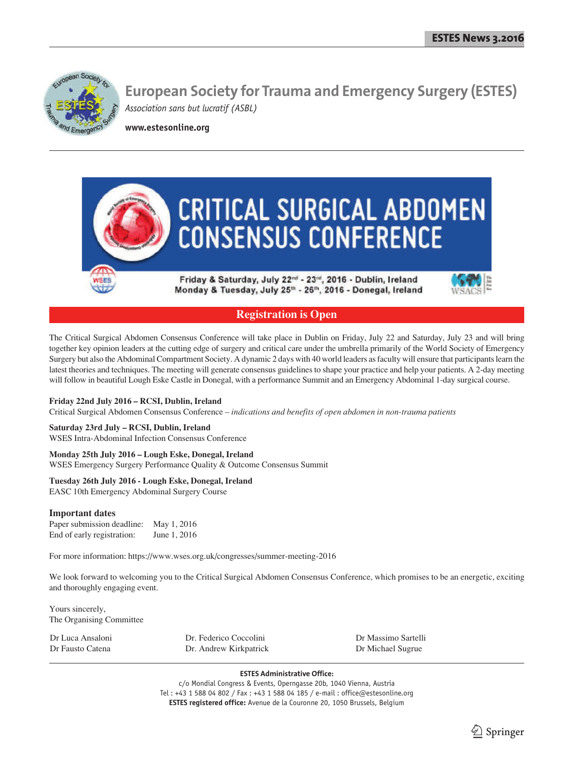# European Society for Trauma and Emergency Surgery (ESTES)

*Association sans but lucratif (ASBL)*

**www.estesonline.org**

# CRITICAL SURGICAL ABDOMEN CONSENSUS CONFERENCE

Friday & Saturday, July 22nd - 23rd, 2016 - Dublin, Ireland
Monday & Tuesday, July 25th - 26th, 2016 - Donegal, Ireland

## Registration is Open

The Critical Surgical Abdomen Consensus Conference will take place in Dublin on Friday, July 22 and Saturday, July 23 and will bring together key opinion leaders at the cutting edge of surgery and critical care under the umbrella primarily of the World Society of Emergency Surgery but also the Abdominal Compartment Society. A dynamic 2 days with 40 world leaders as faculty will ensure that participants learn the latest theories and techniques. The meeting will generate consensus guidelines to shape your practice and help your patients. A 2-day meeting will follow in beautiful Lough Eske Castle in Donegal, with a performance Summit and an Emergency Abdominal 1-day surgical course.

**Friday 22nd July 2016 – RCSI, Dublin, Ireland**
Critical Surgical Abdomen Consensus Conference – *indications and benefits of open abdomen in non-trauma patients*

**Saturday 23rd July – RCSI, Dublin, Ireland**
WSES Intra-Abdominal Infection Consensus Conference

**Monday 25th July 2016 – Lough Eske, Donegal, Ireland**
WSES Emergency Surgery Performance Quality & Outcome Consensus Summit

**Tuesday 26th July 2016 - Lough Eske, Donegal, Ireland**
EASC 10th Emergency Abdominal Surgery Course

### Important dates

Paper submission deadline: May 1, 2016
End of early registration: June 1, 2016

For more information: https://www.wses.org.uk/congresses/summer-meeting-2016

We look forward to welcoming you to the Critical Surgical Abdomen Consensus Conference, which promises to be an energetic, exciting and thoroughly engaging event.

Yours sincerely,
The Organising Committee

Dr Luca Ansaloni
Dr Fausto Catena
Dr. Federico Coccolini
Dr. Andrew Kirkpatrick
Dr Massimo Sartelli
Dr Michael Sugrue

**ESTES Administrative Office:**
c/o Mondial Congress & Events, Operngasse 20b, 1040 Vienna, Austria
Tel : +43 1 588 04 802 / Fax : +43 1 588 04 185 / e-mail : office@estesonline.org
**ESTES registered office:** Avenue de la Couronne 20, 1050 Brussels, Belgium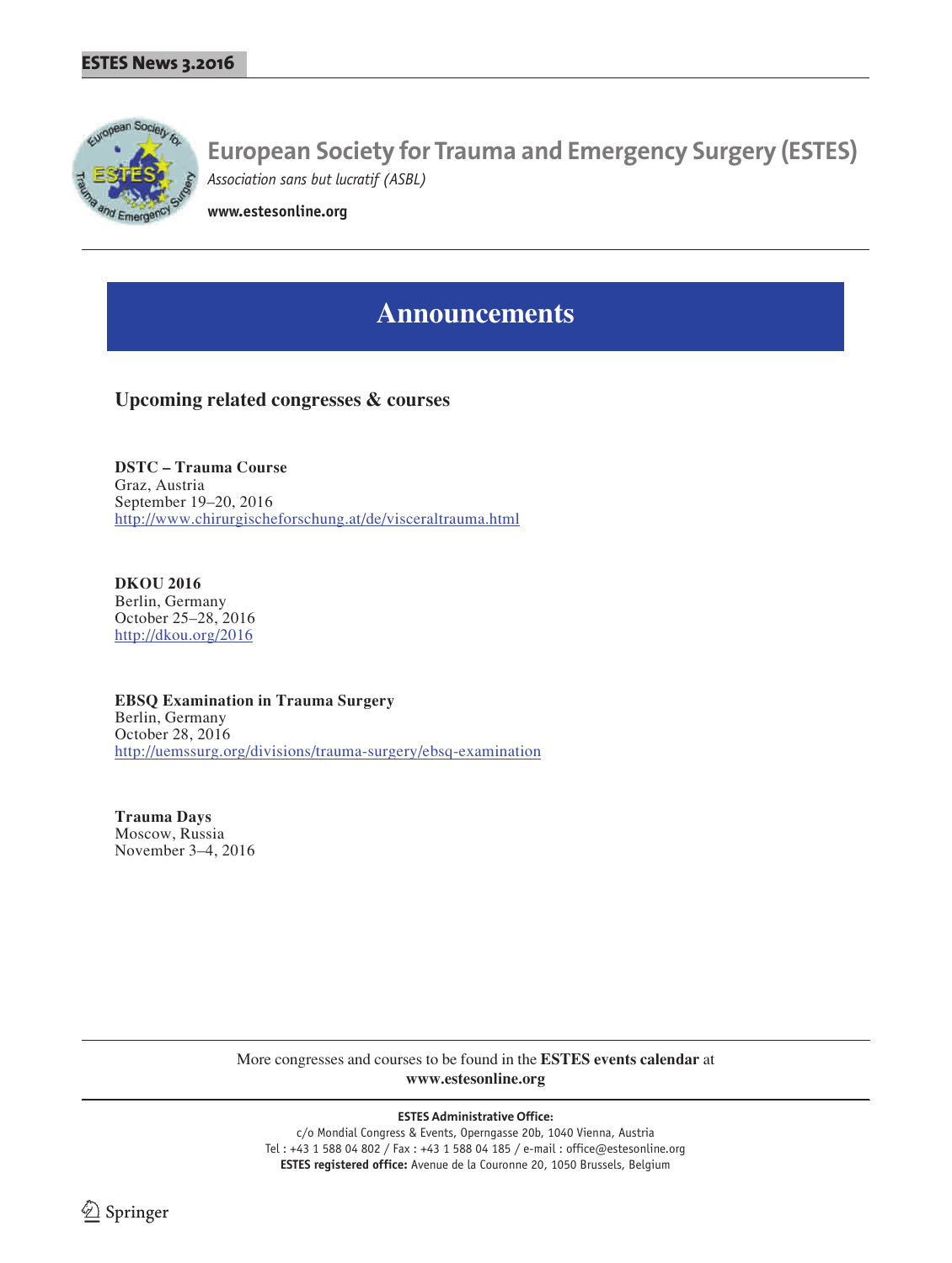# European Society for Trauma and Emergency Surgery (ESTES)

*Association sans but lucratif (ASBL)*

**www.estesonline.org**

## Announcements

### Upcoming related congresses & courses

**DSTC – Trauma Course**
Graz, Austria
September 19–20, 2016
http://www.chirurgischeforschung.at/de/visceraltrauma.html

**DKOU 2016**
Berlin, Germany
October 25–28, 2016
http://dkou.org/2016

**EBSQ Examination in Trauma Surgery**
Berlin, Germany
October 28, 2016
http://uemssurg.org/divisions/trauma-surgery/ebsq-examination

**Trauma Days**
Moscow, Russia
November 3–4, 2016

More congresses and courses to be found in the **ESTES events calendar** at **www.estesonline.org**

**ESTES Administrative Office:**
c/o Mondial Congress & Events, Operngasse 20b, 1040 Vienna, Austria
Tel : +43 1 588 04 802 / Fax : +43 1 588 04 185 / e-mail : office@estesonline.org
**ESTES registered office:** Avenue de la Couronne 20, 1050 Brussels, Belgium